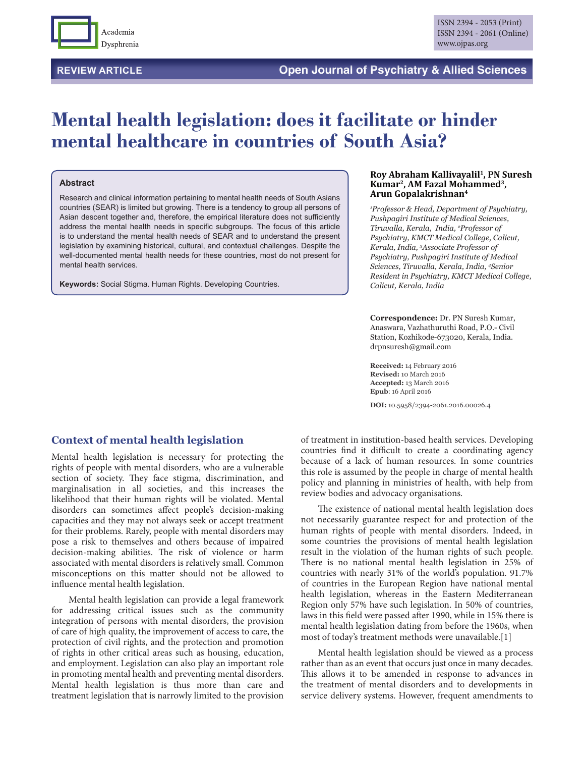REVIEW ARTICLE

# Mental health legislation: does it facilitate or hinder mental healthcare in countries of South Asia?

**Roy Abraham Kallivayalil[1], PN Suresh Kumar[2], AM Fazal Mohammed[3], Arun Gopalakrishnan[4]**

*[1]Professor & Head, Department of Psychiatry, Pushpagiri Institute of Medical Sciences, Tiruvalla, Kerala, India, [2]Professor of Psychiatry, KMCT Medical College, Calicut, Kerala, India, [3]Associate Professor of Psychiatry, Pushpagiri Institute of Medical Sciences, Tiruvalla, Kerala, India, [4]Senior Resident in Psychiatry, KMCT Medical College, Calicut, Kerala, India*

**Correspondence:** Dr. PN Suresh Kumar, Anaswara, Vazhathuruthi Road, P.O.- Civil Station, Kozhikode-673020, Kerala, India. drpnsuresh@gmail.com

**Received:** 14 February 2016
**Revised:** 10 March 2016
**Accepted:** 13 March 2016
**Epub**: 16 April 2016

**DOI:** 10.5958/2394-2061.2016.00026.4

### Abstract

Research and clinical information pertaining to mental health needs of South Asians countries (SEAR) is limited but growing. There is a tendency to group all persons of Asian descent together and, therefore, the empirical literature does not sufficiently address the mental health needs in specific subgroups. The focus of this article is to understand the mental health needs of SEAR and to understand the present legislation by examining historical, cultural, and contextual challenges. Despite the well-documented mental health needs for these countries, most do not present for mental health services.

**Keywords:** Social Stigma. Human Rights. Developing Countries.

## Context of mental health legislation

Mental health legislation is necessary for protecting the rights of people with mental disorders, who are a vulnerable section of society. They face stigma, discrimination, and marginalisation in all societies, and this increases the likelihood that their human rights will be violated. Mental disorders can sometimes affect people's decision-making capacities and they may not always seek or accept treatment for their problems. Rarely, people with mental disorders may pose a risk to themselves and others because of impaired decision-making abilities. The risk of violence or harm associated with mental disorders is relatively small. Common misconceptions on this matter should not be allowed to influence mental health legislation.

Mental health legislation can provide a legal framework for addressing critical issues such as the community integration of persons with mental disorders, the provision of care of high quality, the improvement of access to care, the protection of civil rights, and the protection and promotion of rights in other critical areas such as housing, education, and employment. Legislation can also play an important role in promoting mental health and preventing mental disorders. Mental health legislation is thus more than care and treatment legislation that is narrowly limited to the provision of treatment in institution-based health services. Developing countries find it difficult to create a coordinating agency because of a lack of human resources. In some countries this role is assumed by the people in charge of mental health policy and planning in ministries of health, with help from review bodies and advocacy organisations.

The existence of national mental health legislation does not necessarily guarantee respect for and protection of the human rights of people with mental disorders. Indeed, in some countries the provisions of mental health legislation result in the violation of the human rights of such people. There is no national mental health legislation in 25% of countries with nearly 31% of the world's population. 91.7% of countries in the European Region have national mental health legislation, whereas in the Eastern Mediterranean Region only 57% have such legislation. In 50% of countries, laws in this field were passed after 1990, while in 15% there is mental health legislation dating from before the 1960s, when most of today's treatment methods were unavailable.[1]

Mental health legislation should be viewed as a process rather than as an event that occurs just once in many decades. This allows it to be amended in response to advances in the treatment of mental disorders and to developments in service delivery systems. However, frequent amendments to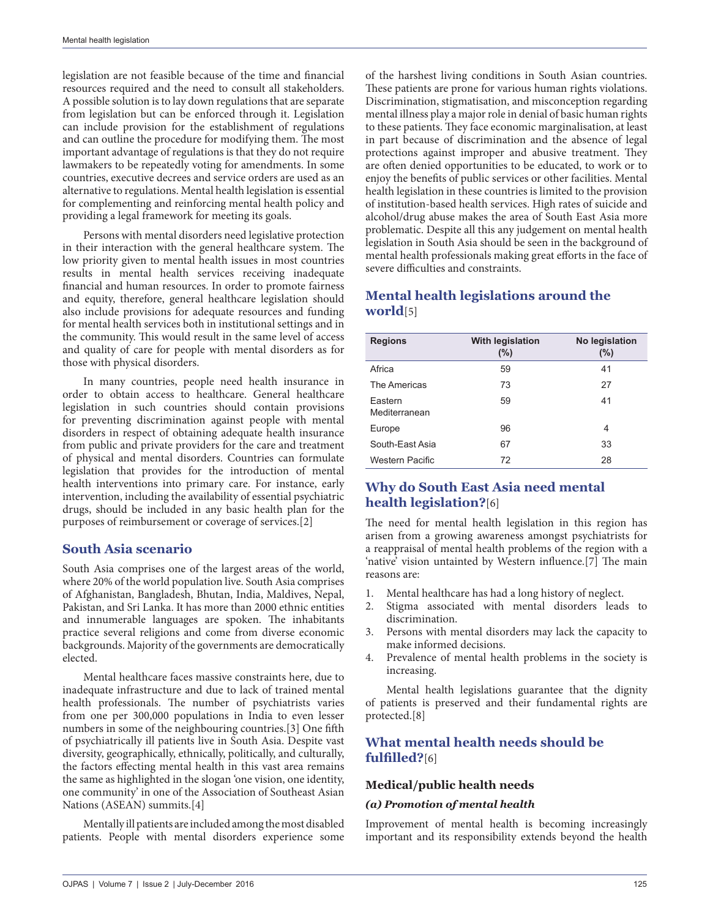legislation are not feasible because of the time and financial resources required and the need to consult all stakeholders. A possible solution is to lay down regulations that are separate from legislation but can be enforced through it. Legislation can include provision for the establishment of regulations and can outline the procedure for modifying them. The most important advantage of regulations is that they do not require lawmakers to be repeatedly voting for amendments. In some countries, executive decrees and service orders are used as an alternative to regulations. Mental health legislation is essential for complementing and reinforcing mental health policy and providing a legal framework for meeting its goals.

Persons with mental disorders need legislative protection in their interaction with the general healthcare system. The low priority given to mental health issues in most countries results in mental health services receiving inadequate financial and human resources. In order to promote fairness and equity, therefore, general healthcare legislation should also include provisions for adequate resources and funding for mental health services both in institutional settings and in the community. This would result in the same level of access and quality of care for people with mental disorders as for those with physical disorders.

In many countries, people need health insurance in order to obtain access to healthcare. General healthcare legislation in such countries should contain provisions for preventing discrimination against people with mental disorders in respect of obtaining adequate health insurance from public and private providers for the care and treatment of physical and mental disorders. Countries can formulate legislation that provides for the introduction of mental health interventions into primary care. For instance, early intervention, including the availability of essential psychiatric drugs, should be included in any basic health plan for the purposes of reimbursement or coverage of services.[2]

## South Asia scenario

South Asia comprises one of the largest areas of the world, where 20% of the world population live. South Asia comprises of Afghanistan, Bangladesh, Bhutan, India, Maldives, Nepal, Pakistan, and Sri Lanka. It has more than 2000 ethnic entities and innumerable languages are spoken. The inhabitants practice several religions and come from diverse economic backgrounds. Majority of the governments are democratically elected.

Mental healthcare faces massive constraints here, due to inadequate infrastructure and due to lack of trained mental health professionals. The number of psychiatrists varies from one per 300,000 populations in India to even lesser numbers in some of the neighbouring countries.[3] One fifth of psychiatrically ill patients live in South Asia. Despite vast diversity, geographically, ethnically, politically, and culturally, the factors effecting mental health in this vast area remains the same as highlighted in the slogan 'one vision, one identity, one community' in one of the Association of Southeast Asian Nations (ASEAN) summits.[4]

Mentally ill patients are included among the most disabled patients. People with mental disorders experience some of the harshest living conditions in South Asian countries. These patients are prone for various human rights violations. Discrimination, stigmatisation, and misconception regarding mental illness play a major role in denial of basic human rights to these patients. They face economic marginalisation, at least in part because of discrimination and the absence of legal protections against improper and abusive treatment. They are often denied opportunities to be educated, to work or to enjoy the benefits of public services or other facilities. Mental health legislation in these countries is limited to the provision of institution-based health services. High rates of suicide and alcohol/drug abuse makes the area of South East Asia more problematic. Despite all this any judgement on mental health legislation in South Asia should be seen in the background of mental health professionals making great efforts in the face of severe difficulties and constraints.

## Mental health legislations around the world[5]

| Regions | With legislation (%) | No legislation (%) |
|---|---|---|
| Africa | 59 | 41 |
| The Americas | 73 | 27 |
| Eastern Mediterranean | 59 | 41 |
| Europe | 96 | 4 |
| South-East Asia | 67 | 33 |
| Western Pacific | 72 | 28 |

## Why do South East Asia need mental health legislation?[6]

The need for mental health legislation in this region has arisen from a growing awareness amongst psychiatrists for a reappraisal of mental health problems of the region with a 'native' vision untainted by Western influence.[7] The main reasons are:

1. Mental healthcare has had a long history of neglect.
2. Stigma associated with mental disorders leads to discrimination.
3. Persons with mental disorders may lack the capacity to make informed decisions.
4. Prevalence of mental health problems in the society is increasing.

Mental health legislations guarantee that the dignity of patients is preserved and their fundamental rights are protected.[8]

## What mental health needs should be fulfilled?[6]

### Medical/public health needs

#### *(a) Promotion of mental health*

Improvement of mental health is becoming increasingly important and its responsibility extends beyond the health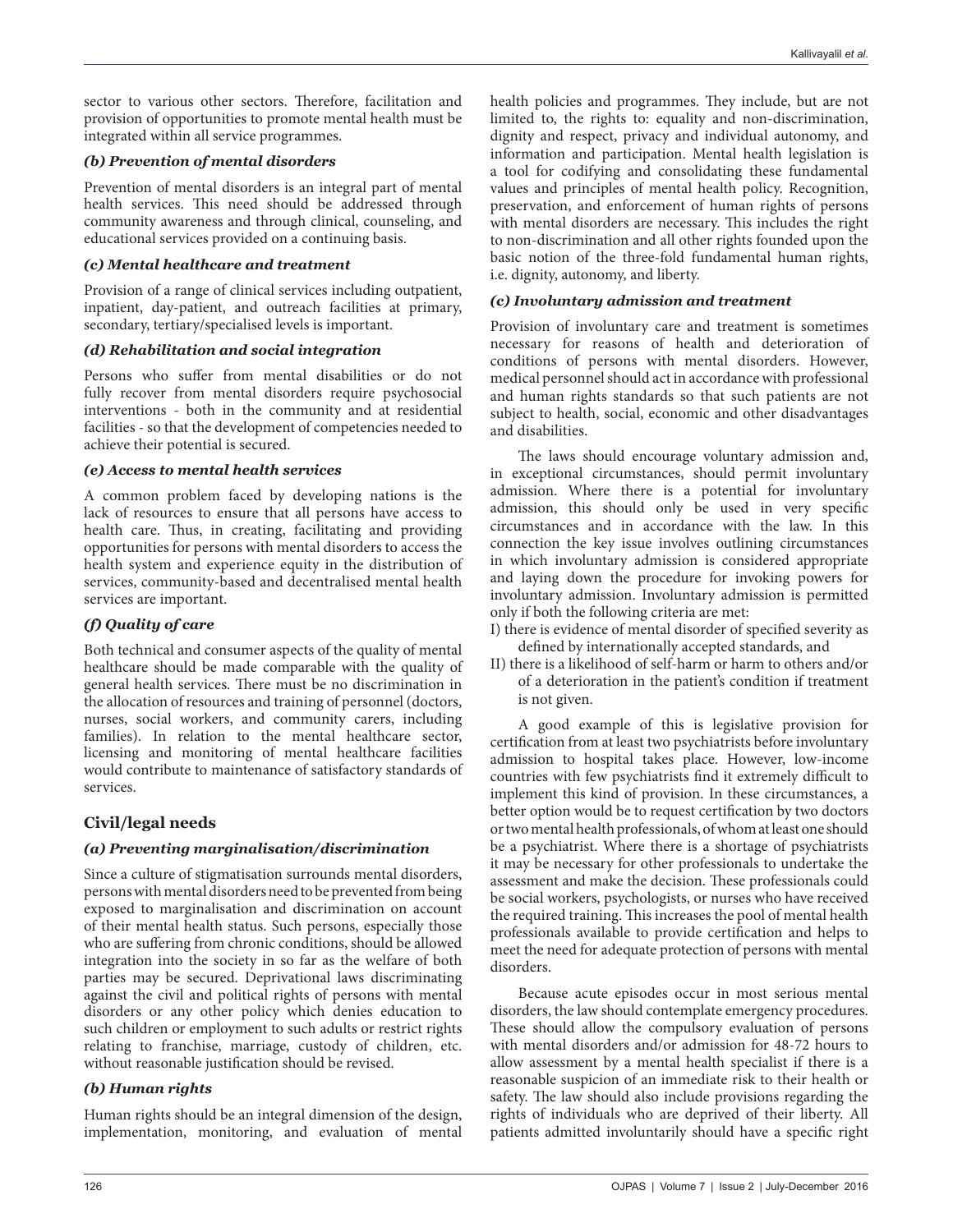sector to various other sectors. Therefore, facilitation and provision of opportunities to promote mental health must be integrated within all service programmes.

### *(b) Prevention of mental disorders*

Prevention of mental disorders is an integral part of mental health services. This need should be addressed through community awareness and through clinical, counseling, and educational services provided on a continuing basis.

### *(c) Mental healthcare and treatment*

Provision of a range of clinical services including outpatient, inpatient, day-patient, and outreach facilities at primary, secondary, tertiary/specialised levels is important.

### *(d) Rehabilitation and social integration*

Persons who suffer from mental disabilities or do not fully recover from mental disorders require psychosocial interventions - both in the community and at residential facilities - so that the development of competencies needed to achieve their potential is secured.

### *(e) Access to mental health services*

A common problem faced by developing nations is the lack of resources to ensure that all persons have access to health care. Thus, in creating, facilitating and providing opportunities for persons with mental disorders to access the health system and experience equity in the distribution of services, community-based and decentralised mental health services are important.

### *(f) Quality of care*

Both technical and consumer aspects of the quality of mental healthcare should be made comparable with the quality of general health services. There must be no discrimination in the allocation of resources and training of personnel (doctors, nurses, social workers, and community carers, including families). In relation to the mental healthcare sector, licensing and monitoring of mental healthcare facilities would contribute to maintenance of satisfactory standards of services.

## Civil/legal needs

### *(a) Preventing marginalisation/discrimination*

Since a culture of stigmatisation surrounds mental disorders, persons with mental disorders need to be prevented from being exposed to marginalisation and discrimination on account of their mental health status. Such persons, especially those who are suffering from chronic conditions, should be allowed integration into the society in so far as the welfare of both parties may be secured. Deprivational laws discriminating against the civil and political rights of persons with mental disorders or any other policy which denies education to such children or employment to such adults or restrict rights relating to franchise, marriage, custody of children, etc. without reasonable justification should be revised.

### *(b) Human rights*

Human rights should be an integral dimension of the design, implementation, monitoring, and evaluation of mental health policies and programmes. They include, but are not limited to, the rights to: equality and non-discrimination, dignity and respect, privacy and individual autonomy, and information and participation. Mental health legislation is a tool for codifying and consolidating these fundamental values and principles of mental health policy. Recognition, preservation, and enforcement of human rights of persons with mental disorders are necessary. This includes the right to non-discrimination and all other rights founded upon the basic notion of the three-fold fundamental human rights, i.e. dignity, autonomy, and liberty.

### *(c) Involuntary admission and treatment*

Provision of involuntary care and treatment is sometimes necessary for reasons of health and deterioration of conditions of persons with mental disorders. However, medical personnel should act in accordance with professional and human rights standards so that such patients are not subject to health, social, economic and other disadvantages and disabilities.

The laws should encourage voluntary admission and, in exceptional circumstances, should permit involuntary admission. Where there is a potential for involuntary admission, this should only be used in very specific circumstances and in accordance with the law. In this connection the key issue involves outlining circumstances in which involuntary admission is considered appropriate and laying down the procedure for invoking powers for involuntary admission. Involuntary admission is permitted only if both the following criteria are met:

I) there is evidence of mental disorder of specified severity as defined by internationally accepted standards, and
II) there is a likelihood of self-harm or harm to others and/or of a deterioration in the patient's condition if treatment is not given.

A good example of this is legislative provision for certification from at least two psychiatrists before involuntary admission to hospital takes place. However, low-income countries with few psychiatrists find it extremely difficult to implement this kind of provision. In these circumstances, a better option would be to request certification by two doctors or two mental health professionals, of whom at least one should be a psychiatrist. Where there is a shortage of psychiatrists it may be necessary for other professionals to undertake the assessment and make the decision. These professionals could be social workers, psychologists, or nurses who have received the required training. This increases the pool of mental health professionals available to provide certification and helps to meet the need for adequate protection of persons with mental disorders.

Because acute episodes occur in most serious mental disorders, the law should contemplate emergency procedures. These should allow the compulsory evaluation of persons with mental disorders and/or admission for 48-72 hours to allow assessment by a mental health specialist if there is a reasonable suspicion of an immediate risk to their health or safety. The law should also include provisions regarding the rights of individuals who are deprived of their liberty. All patients admitted involuntarily should have a specific right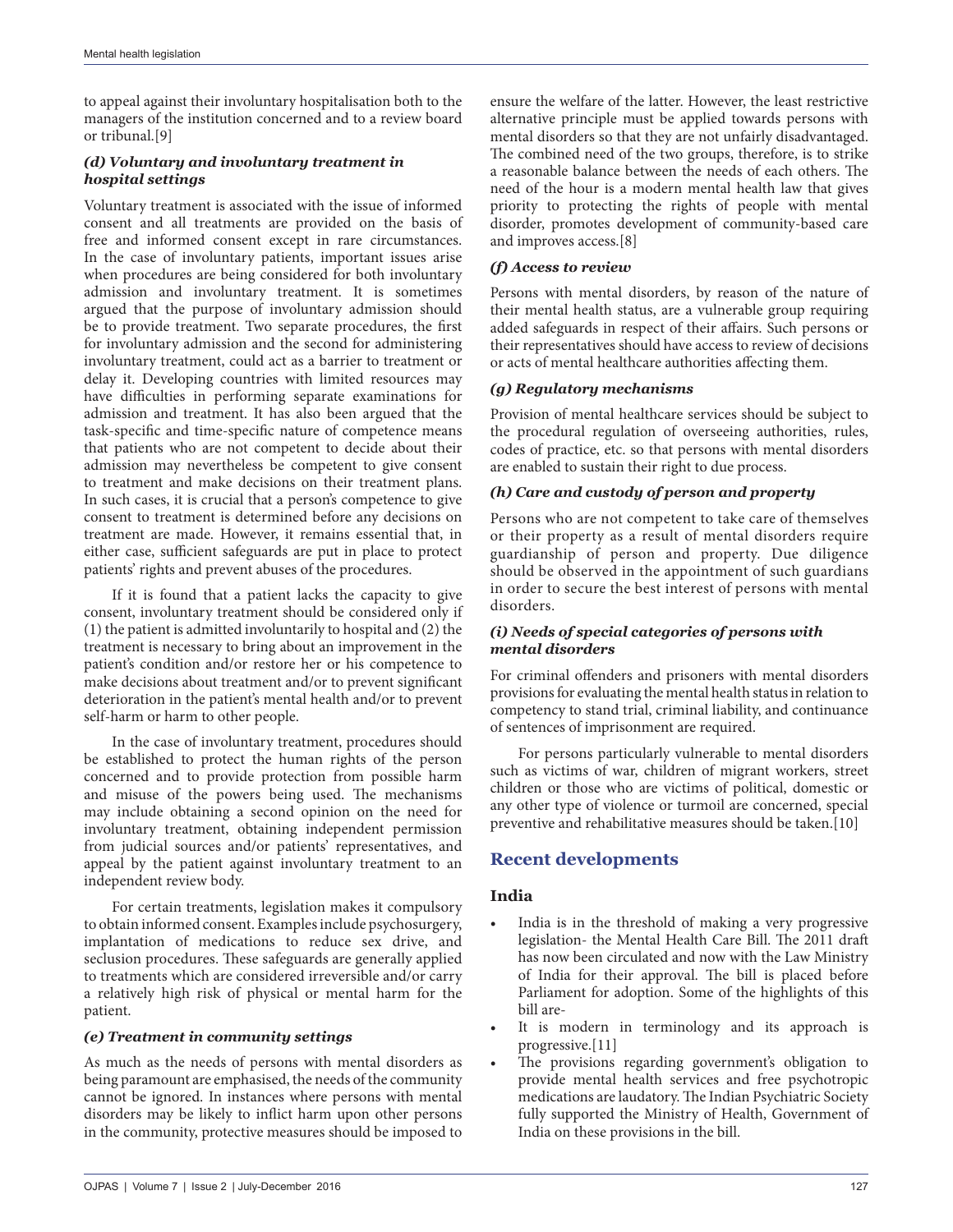to appeal against their involuntary hospitalisation both to the managers of the institution concerned and to a review board or tribunal.[9]

### *(d) Voluntary and involuntary treatment in hospital settings*

Voluntary treatment is associated with the issue of informed consent and all treatments are provided on the basis of free and informed consent except in rare circumstances. In the case of involuntary patients, important issues arise when procedures are being considered for both involuntary admission and involuntary treatment. It is sometimes argued that the purpose of involuntary admission should be to provide treatment. Two separate procedures, the first for involuntary admission and the second for administering involuntary treatment, could act as a barrier to treatment or delay it. Developing countries with limited resources may have difficulties in performing separate examinations for admission and treatment. It has also been argued that the task-specific and time-specific nature of competence means that patients who are not competent to decide about their admission may nevertheless be competent to give consent to treatment and make decisions on their treatment plans. In such cases, it is crucial that a person's competence to give consent to treatment is determined before any decisions on treatment are made. However, it remains essential that, in either case, sufficient safeguards are put in place to protect patients' rights and prevent abuses of the procedures.

If it is found that a patient lacks the capacity to give consent, involuntary treatment should be considered only if (1) the patient is admitted involuntarily to hospital and (2) the treatment is necessary to bring about an improvement in the patient's condition and/or restore her or his competence to make decisions about treatment and/or to prevent significant deterioration in the patient's mental health and/or to prevent self-harm or harm to other people.

In the case of involuntary treatment, procedures should be established to protect the human rights of the person concerned and to provide protection from possible harm and misuse of the powers being used. The mechanisms may include obtaining a second opinion on the need for involuntary treatment, obtaining independent permission from judicial sources and/or patients' representatives, and appeal by the patient against involuntary treatment to an independent review body.

For certain treatments, legislation makes it compulsory to obtain informed consent. Examples include psychosurgery, implantation of medications to reduce sex drive, and seclusion procedures. These safeguards are generally applied to treatments which are considered irreversible and/or carry a relatively high risk of physical or mental harm for the patient.

### *(e) Treatment in community settings*

As much as the needs of persons with mental disorders as being paramount are emphasised, the needs of the community cannot be ignored. In instances where persons with mental disorders may be likely to inflict harm upon other persons in the community, protective measures should be imposed to ensure the welfare of the latter. However, the least restrictive alternative principle must be applied towards persons with mental disorders so that they are not unfairly disadvantaged. The combined need of the two groups, therefore, is to strike a reasonable balance between the needs of each others. The need of the hour is a modern mental health law that gives priority to protecting the rights of people with mental disorder, promotes development of community-based care and improves access.[8]

### *(f) Access to review*

Persons with mental disorders, by reason of the nature of their mental health status, are a vulnerable group requiring added safeguards in respect of their affairs. Such persons or their representatives should have access to review of decisions or acts of mental healthcare authorities affecting them.

### *(g) Regulatory mechanisms*

Provision of mental healthcare services should be subject to the procedural regulation of overseeing authorities, rules, codes of practice, etc. so that persons with mental disorders are enabled to sustain their right to due process.

### *(h) Care and custody of person and property*

Persons who are not competent to take care of themselves or their property as a result of mental disorders require guardianship of person and property. Due diligence should be observed in the appointment of such guardians in order to secure the best interest of persons with mental disorders.

### *(i) Needs of special categories of persons with mental disorders*

For criminal offenders and prisoners with mental disorders provisions for evaluating the mental health status in relation to competency to stand trial, criminal liability, and continuance of sentences of imprisonment are required.

For persons particularly vulnerable to mental disorders such as victims of war, children of migrant workers, street children or those who are victims of political, domestic or any other type of violence or turmoil are concerned, special preventive and rehabilitative measures should be taken.[10]

## Recent developments

### India

- India is in the threshold of making a very progressive legislation- the Mental Health Care Bill. The 2011 draft has now been circulated and now with the Law Ministry of India for their approval. The bill is placed before Parliament for adoption. Some of the highlights of this bill are-
- It is modern in terminology and its approach is progressive.[11]
- The provisions regarding government's obligation to provide mental health services and free psychotropic medications are laudatory. The Indian Psychiatric Society fully supported the Ministry of Health, Government of India on these provisions in the bill.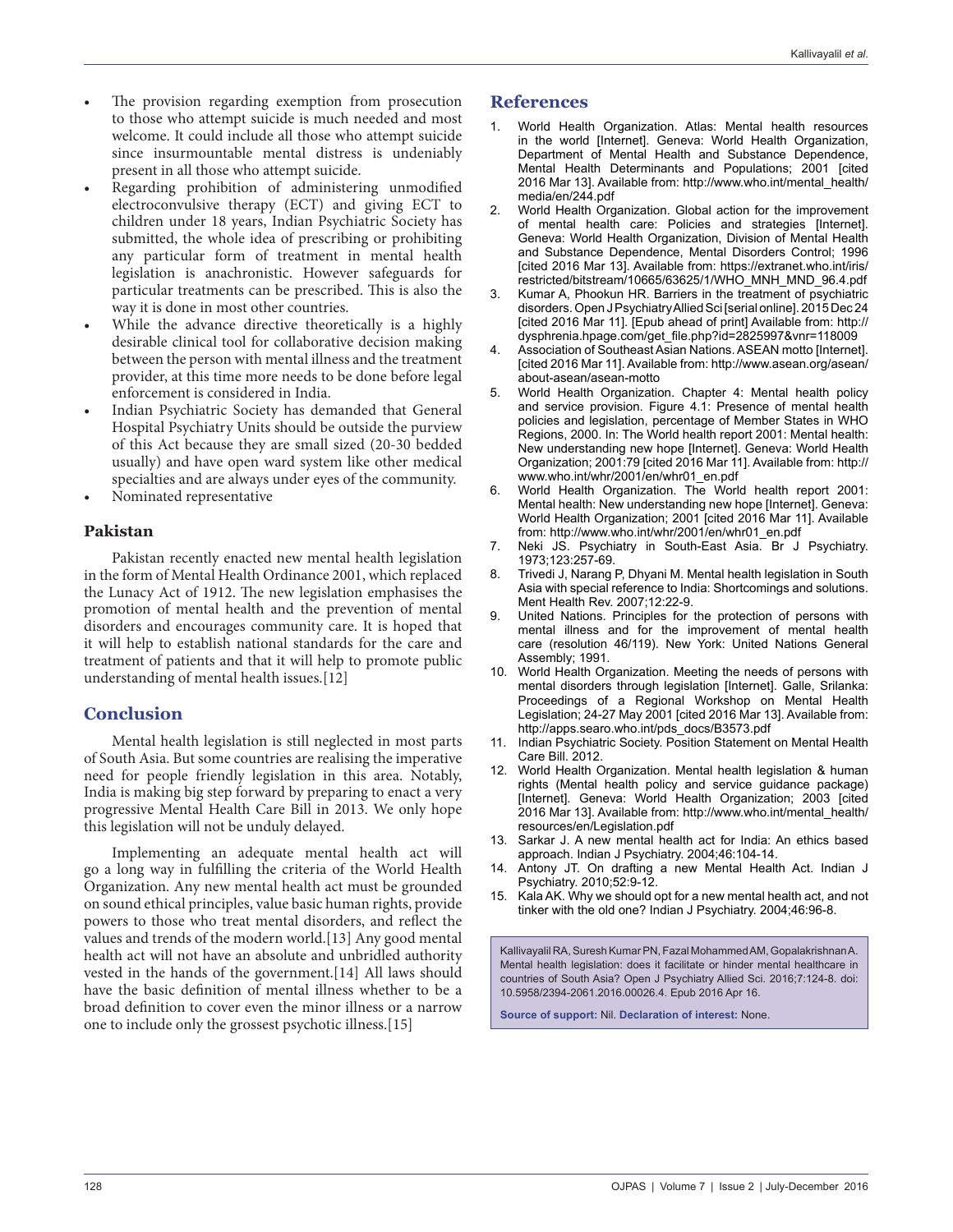- The provision regarding exemption from prosecution to those who attempt suicide is much needed and most welcome. It could include all those who attempt suicide since insurmountable mental distress is undeniably present in all those who attempt suicide.
- Regarding prohibition of administering unmodified electroconvulsive therapy (ECT) and giving ECT to children under 18 years, Indian Psychiatric Society has submitted, the whole idea of prescribing or prohibiting any particular form of treatment in mental health legislation is anachronistic. However safeguards for particular treatments can be prescribed. This is also the way it is done in most other countries.
- While the advance directive theoretically is a highly desirable clinical tool for collaborative decision making between the person with mental illness and the treatment provider, at this time more needs to be done before legal enforcement is considered in India.
- Indian Psychiatric Society has demanded that General Hospital Psychiatry Units should be outside the purview of this Act because they are small sized (20-30 bedded usually) and have open ward system like other medical specialties and are always under eyes of the community.
- Nominated representative

### Pakistan

Pakistan recently enacted new mental health legislation in the form of Mental Health Ordinance 2001, which replaced the Lunacy Act of 1912. The new legislation emphasises the promotion of mental health and the prevention of mental disorders and encourages community care. It is hoped that it will help to establish national standards for the care and treatment of patients and that it will help to promote public understanding of mental health issues.[12]

## Conclusion

Mental health legislation is still neglected in most parts of South Asia. But some countries are realising the imperative need for people friendly legislation in this area. Notably, India is making big step forward by preparing to enact a very progressive Mental Health Care Bill in 2013. We only hope this legislation will not be unduly delayed.

Implementing an adequate mental health act will go a long way in fulfilling the criteria of the World Health Organization. Any new mental health act must be grounded on sound ethical principles, value basic human rights, provide powers to those who treat mental disorders, and reflect the values and trends of the modern world.[13] Any good mental health act will not have an absolute and unbridled authority vested in the hands of the government.[14] All laws should have the basic definition of mental illness whether to be a broad definition to cover even the minor illness or a narrow one to include only the grossest psychotic illness.[15]

## References

1. World Health Organization. Atlas: Mental health resources in the world [Internet]. Geneva: World Health Organization, Department of Mental Health and Substance Dependence, Mental Health Determinants and Populations; 2001 [cited 2016 Mar 13]. Available from: http://www.who.int/mental_health/media/en/244.pdf
2. World Health Organization. Global action for the improvement of mental health care: Policies and strategies [Internet]. Geneva: World Health Organization, Division of Mental Health and Substance Dependence, Mental Disorders Control; 1996 [cited 2016 Mar 13]. Available from: https://extranet.who.int/iris/restricted/bitstream/10665/63625/1/WHO_MNH_MND_96.4.pdf
3. Kumar A, Phookun HR. Barriers in the treatment of psychiatric disorders. Open J Psychiatry Allied Sci [serial online]. 2015 Dec 24 [cited 2016 Mar 11]. [Epub ahead of print] Available from: http://dysphrenia.hpage.com/get_file.php?id=2825997&vnr=118009
4. Association of Southeast Asian Nations. ASEAN motto [Internet]. [cited 2016 Mar 11]. Available from: http://www.asean.org/asean/about-asean/asean-motto
5. World Health Organization. Chapter 4: Mental health policy and service provision. Figure 4.1: Presence of mental health policies and legislation, percentage of Member States in WHO Regions, 2000. In: The World health report 2001: Mental health: New understanding new hope [Internet]. Geneva: World Health Organization; 2001:79 [cited 2016 Mar 11]. Available from: http://www.who.int/whr/2001/en/whr01_en.pdf
6. World Health Organization. The World health report 2001: Mental health: New understanding new hope [Internet]. Geneva: World Health Organization; 2001 [cited 2016 Mar 11]. Available from: http://www.who.int/whr/2001/en/whr01_en.pdf
7. Neki JS. Psychiatry in South-East Asia. Br J Psychiatry. 1973;123:257-69.
8. Trivedi J, Narang P, Dhyani M. Mental health legislation in South Asia with special reference to India: Shortcomings and solutions. Ment Health Rev. 2007;12:22-9.
9. United Nations. Principles for the protection of persons with mental illness and for the improvement of mental health care (resolution 46/119). New York: United Nations General Assembly; 1991.
10. World Health Organization. Meeting the needs of persons with mental disorders through legislation [Internet]. Galle, Srilanka: Proceedings of a Regional Workshop on Mental Health Legislation; 24-27 May 2001 [cited 2016 Mar 13]. Available from: http://apps.searo.who.int/pds_docs/B3573.pdf
11. Indian Psychiatric Society. Position Statement on Mental Health Care Bill. 2012.
12. World Health Organization. Mental health legislation & human rights (Mental health policy and service guidance package) [Internet]. Geneva: World Health Organization; 2003 [cited 2016 Mar 13]. Available from: http://www.who.int/mental_health/resources/en/Legislation.pdf
13. Sarkar J. A new mental health act for India: An ethics based approach. Indian J Psychiatry. 2004;46:104-14.
14. Antony JT. On drafting a new Mental Health Act. Indian J Psychiatry. 2010;52:9-12.
15. Kala AK. Why we should opt for a new mental health act, and not tinker with the old one? Indian J Psychiatry. 2004;46:96-8.

Kallivayalil RA, Suresh Kumar PN, Fazal Mohammed AM, Gopalakrishnan A. Mental health legislation: does it facilitate or hinder mental healthcare in countries of South Asia? Open J Psychiatry Allied Sci. 2016;7:124-8. doi: 10.5958/2394-2061.2016.00026.4. Epub 2016 Apr 16.

**Source of support:** Nil. **Declaration of interest:** None.